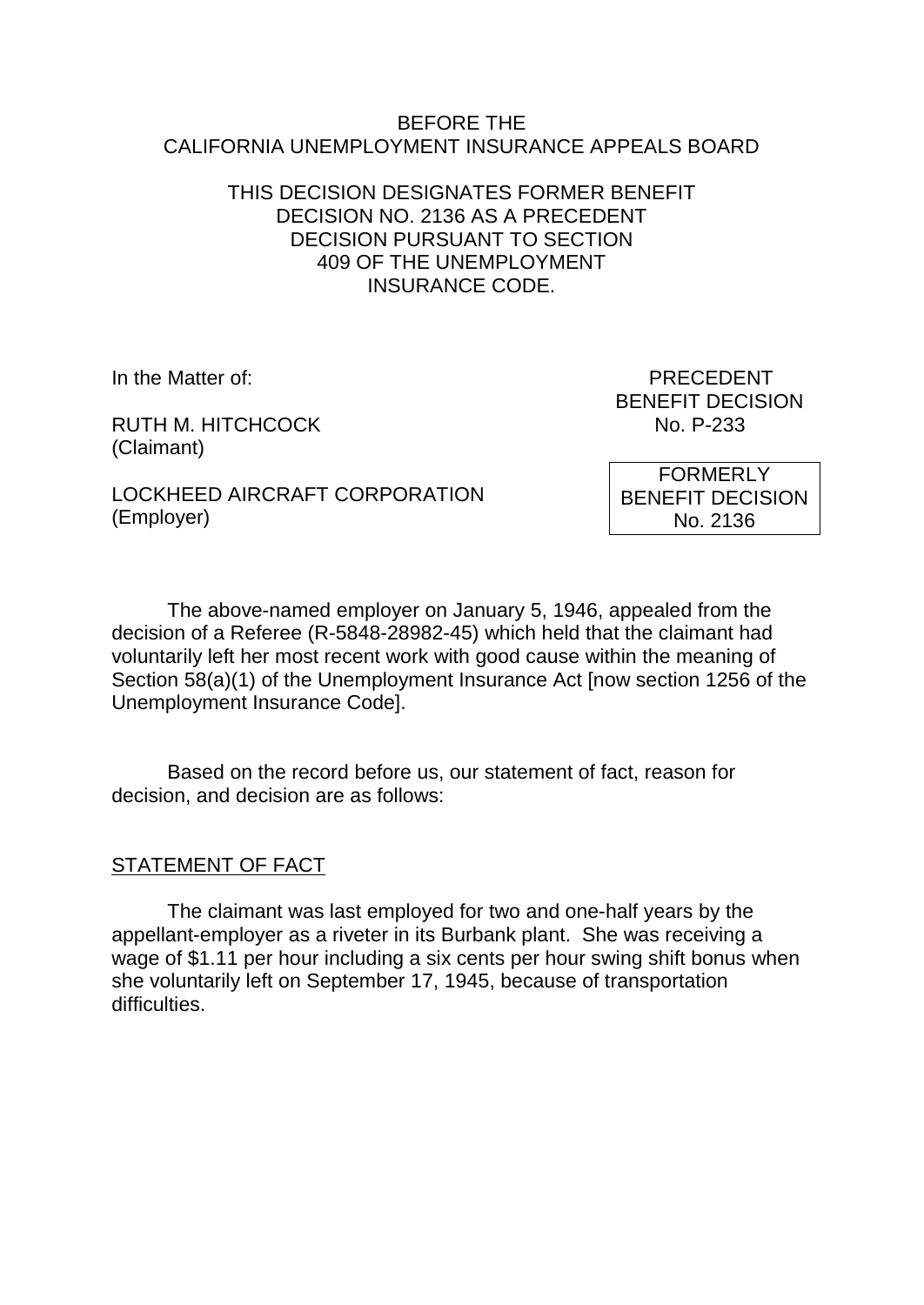BEFORE THE
CALIFORNIA UNEMPLOYMENT INSURANCE APPEALS BOARD

THIS DECISION DESIGNATES FORMER BENEFIT DECISION NO. 2136 AS A PRECEDENT DECISION PURSUANT TO SECTION 409 OF THE UNEMPLOYMENT INSURANCE CODE.

In the Matter of:

RUTH M. HITCHCOCK
(Claimant)

LOCKHEED AIRCRAFT CORPORATION
(Employer)

PRECEDENT
BENEFIT DECISION
No. P-233

FORMERLY
BENEFIT DECISION
No. 2136

The above-named employer on January 5, 1946, appealed from the decision of a Referee (R-5848-28982-45) which held that the claimant had voluntarily left her most recent work with good cause within the meaning of Section 58(a)(1) of the Unemployment Insurance Act [now section 1256 of the Unemployment Insurance Code].

Based on the record before us, our statement of fact, reason for decision, and decision are as follows:

STATEMENT OF FACT

The claimant was last employed for two and one-half years by the appellant-employer as a riveter in its Burbank plant. She was receiving a wage of $1.11 per hour including a six cents per hour swing shift bonus when she voluntarily left on September 17, 1945, because of transportation difficulties.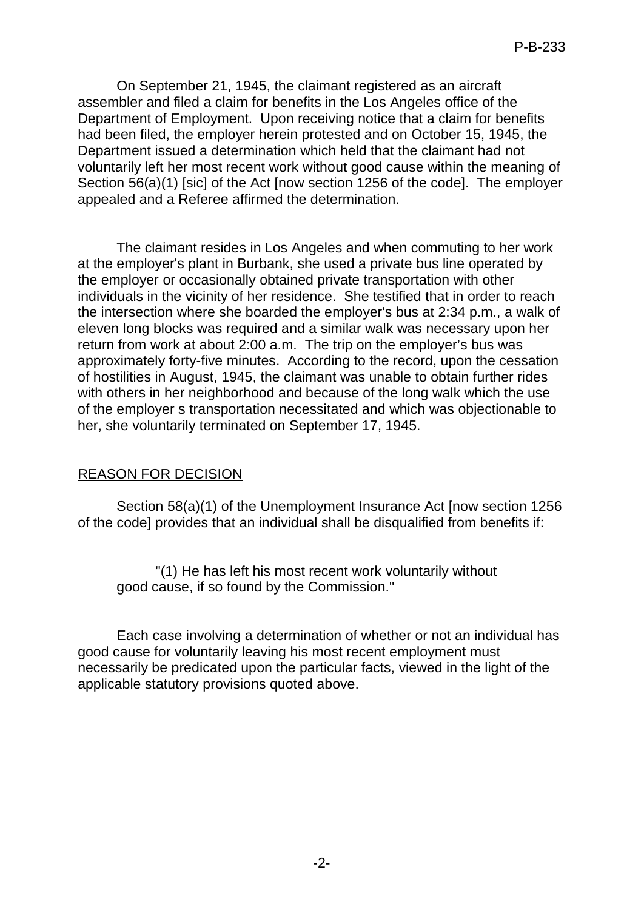On September 21, 1945, the claimant registered as an aircraft assembler and filed a claim for benefits in the Los Angeles office of the Department of Employment. Upon receiving notice that a claim for benefits had been filed, the employer herein protested and on October 15, 1945, the Department issued a determination which held that the claimant had not voluntarily left her most recent work without good cause within the meaning of Section 56(a)(1) [sic] of the Act [now section 1256 of the code]. The employer appealed and a Referee affirmed the determination.

The claimant resides in Los Angeles and when commuting to her work at the employer's plant in Burbank, she used a private bus line operated by the employer or occasionally obtained private transportation with other individuals in the vicinity of her residence. She testified that in order to reach the intersection where she boarded the employer's bus at 2:34 p.m., a walk of eleven long blocks was required and a similar walk was necessary upon her return from work at about 2:00 a.m. The trip on the employer's bus was approximately forty-five minutes. According to the record, upon the cessation of hostilities in August, 1945, the claimant was unable to obtain further rides with others in her neighborhood and because of the long walk which the use of the employer s transportation necessitated and which was objectionable to her, she voluntarily terminated on September 17, 1945.

## REASON FOR DECISION

Section 58(a)(1) of the Unemployment Insurance Act [now section 1256 of the code] provides that an individual shall be disqualified from benefits if:

> "(1) He has left his most recent work voluntarily without good cause, if so found by the Commission."

Each case involving a determination of whether or not an individual has good cause for voluntarily leaving his most recent employment must necessarily be predicated upon the particular facts, viewed in the light of the applicable statutory provisions quoted above.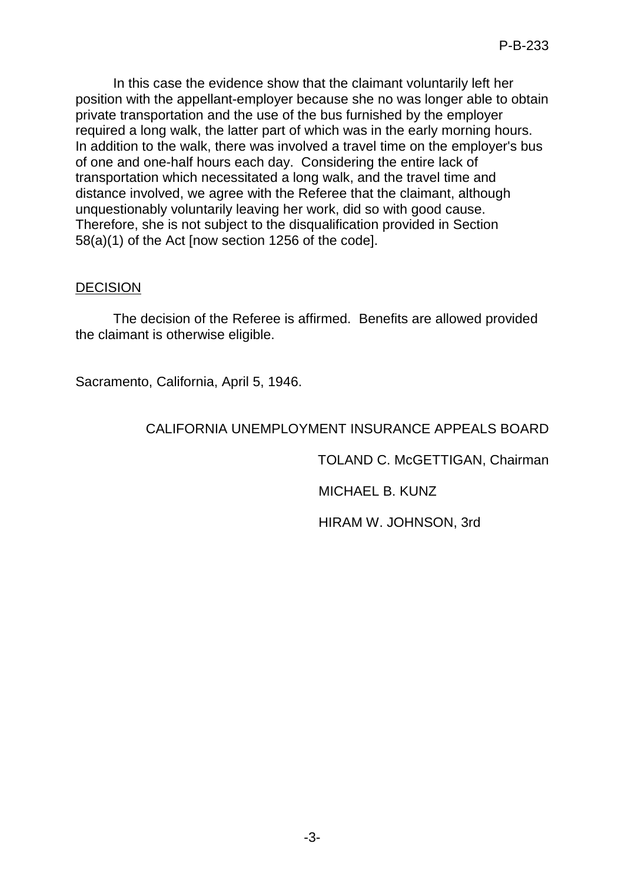In this case the evidence show that the claimant voluntarily left her position with the appellant-employer because she no was longer able to obtain private transportation and the use of the bus furnished by the employer required a long walk, the latter part of which was in the early morning hours. In addition to the walk, there was involved a travel time on the employer's bus of one and one-half hours each day. Considering the entire lack of transportation which necessitated a long walk, and the travel time and distance involved, we agree with the Referee that the claimant, although unquestionably voluntarily leaving her work, did so with good cause. Therefore, she is not subject to the disqualification provided in Section 58(a)(1) of the Act [now section 1256 of the code].

## DECISION

The decision of the Referee is affirmed. Benefits are allowed provided the claimant is otherwise eligible.

Sacramento, California, April 5, 1946.

CALIFORNIA UNEMPLOYMENT INSURANCE APPEALS BOARD

TOLAND C. McGETTIGAN, Chairman

MICHAEL B. KUNZ

HIRAM W. JOHNSON, 3rd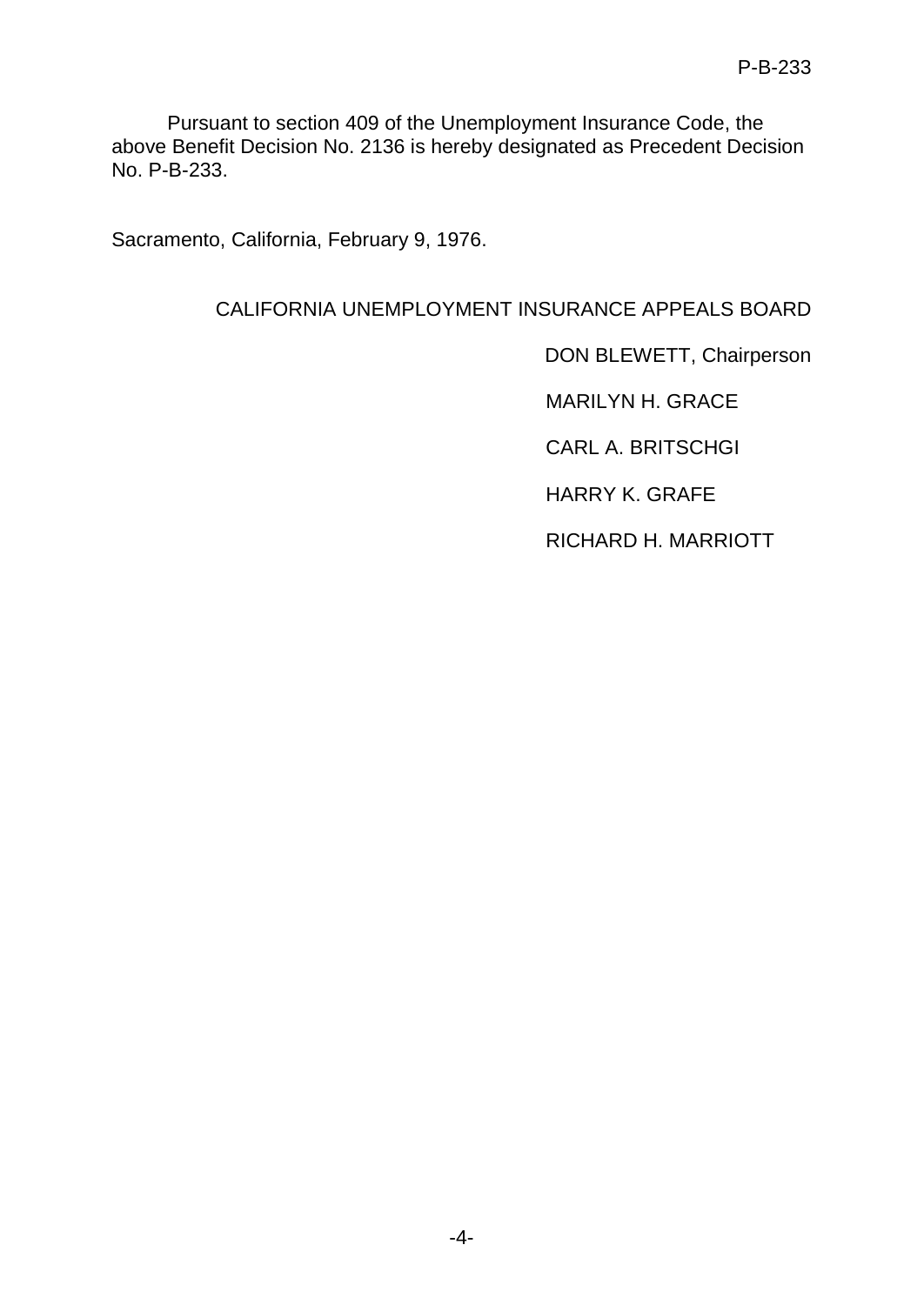Pursuant to section 409 of the Unemployment Insurance Code, the above Benefit Decision No. 2136 is hereby designated as Precedent Decision No. P-B-233.

Sacramento, California, February 9, 1976.

CALIFORNIA UNEMPLOYMENT INSURANCE APPEALS BOARD

DON BLEWETT, Chairperson

MARILYN H. GRACE

CARL A. BRITSCHGI

HARRY K. GRAFE

RICHARD H. MARRIOTT